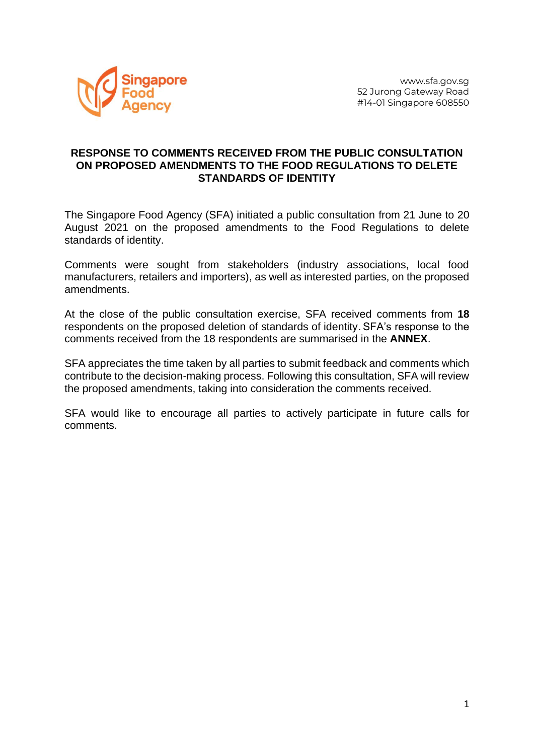Singapore Food Agency

www.sfa.gov.sg
52 Jurong Gateway Road
#14-01 Singapore 608550

# RESPONSE TO COMMENTS RECEIVED FROM THE PUBLIC CONSULTATION ON PROPOSED AMENDMENTS TO THE FOOD REGULATIONS TO DELETE STANDARDS OF IDENTITY

The Singapore Food Agency (SFA) initiated a public consultation from 21 June to 20 August 2021 on the proposed amendments to the Food Regulations to delete standards of identity.

Comments were sought from stakeholders (industry associations, local food manufacturers, retailers and importers), as well as interested parties, on the proposed amendments.

At the close of the public consultation exercise, SFA received comments from **18** respondents on the proposed deletion of standards of identity. SFA's response to the comments received from the 18 respondents are summarised in the **ANNEX**.

SFA appreciates the time taken by all parties to submit feedback and comments which contribute to the decision-making process. Following this consultation, SFA will review the proposed amendments, taking into consideration the comments received.

SFA would like to encourage all parties to actively participate in future calls for comments.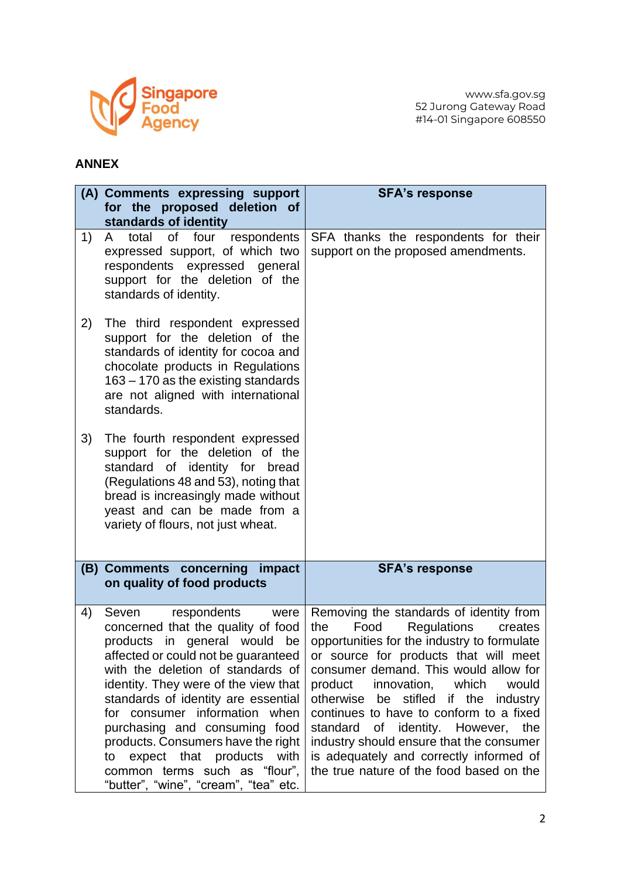## ANNEX

| (A) Comments expressing support for the proposed deletion of standards of identity | SFA's response |
|---|---|
| 1) A total of four respondents expressed support, of which two respondents expressed general support for the deletion of the standards of identity.<br><br>2) The third respondent expressed support for the deletion of the standards of identity for cocoa and chocolate products in Regulations 163 – 170 as the existing standards are not aligned with international standards.<br><br>3) The fourth respondent expressed support for the deletion of the standard of identity for bread (Regulations 48 and 53), noting that bread is increasingly made without yeast and can be made from a variety of flours, not just wheat. | SFA thanks the respondents for their support on the proposed amendments. |
| **(B) Comments concerning impact on quality of food products** | **SFA's response** |
| 4) Seven respondents were concerned that the quality of food products in general would be affected or could not be guaranteed with the deletion of standards of identity. They were of the view that standards of identity are essential for consumer information when purchasing and consuming food products. Consumers have the right to expect that products with common terms such as "flour", "butter", "wine", "cream", "tea" etc. | Removing the standards of identity from the Food Regulations creates opportunities for the industry to formulate or source for products that will meet consumer demand. This would allow for product innovation, which would otherwise be stifled if the industry continues to have to conform to a fixed standard of identity. However, the industry should ensure that the consumer is adequately and correctly informed of the true nature of the food based on the |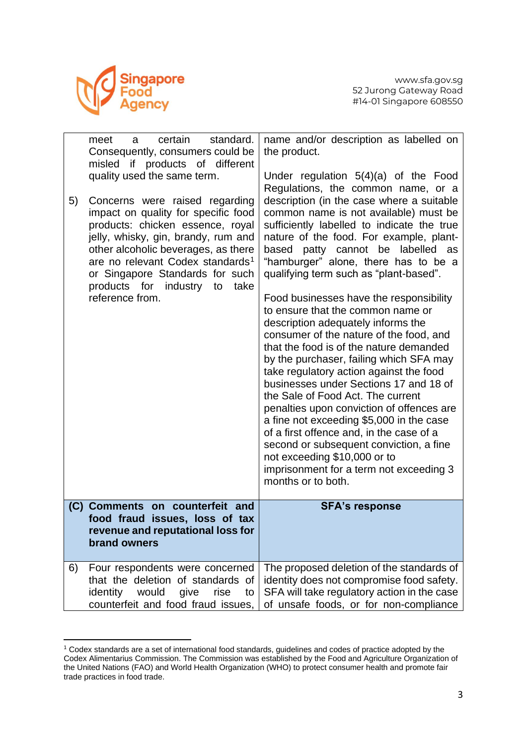| | |
|---|---|
| meet a certain standard. Consequently, consumers could be misled if products of different quality used the same term.<br><br>5) Concerns were raised regarding impact on quality for specific food products: chicken essence, royal jelly, whisky, gin, brandy, rum and other alcoholic beverages, as there are no relevant Codex standards[1] or Singapore Standards for such products for industry to take reference from. | name and/or description as labelled on the product.<br><br>Under regulation 5(4)(a) of the Food Regulations, the common name, or a description (in the case where a suitable common name is not available) must be sufficiently labelled to indicate the true nature of the food. For example, plant-based patty cannot be labelled as "hamburger" alone, there has to be a qualifying term such as "plant-based".<br><br>Food businesses have the responsibility to ensure that the common name or description adequately informs the consumer of the nature of the food, and that the food is of the nature demanded by the purchaser, failing which SFA may take regulatory action against the food businesses under Sections 17 and 18 of the Sale of Food Act. The current penalties upon conviction of offences are a fine not exceeding $5,000 in the case of a first offence and, in the case of a second or subsequent conviction, a fine not exceeding $10,000 or to imprisonment for a term not exceeding 3 months or to both. |
| **(C) Comments on counterfeit and food fraud issues, loss of tax revenue and reputational loss for brand owners** | **SFA's response** |
| 6) Four respondents were concerned that the deletion of standards of identity would give rise to counterfeit and food fraud issues, | The proposed deletion of the standards of identity does not compromise food safety. SFA will take regulatory action in the case of unsafe foods, or for non-compliance |

[1] Codex standards are a set of international food standards, guidelines and codes of practice adopted by the Codex Alimentarius Commission. The Commission was established by the Food and Agriculture Organization of the United Nations (FAO) and World Health Organization (WHO) to protect consumer health and promote fair trade practices in food trade.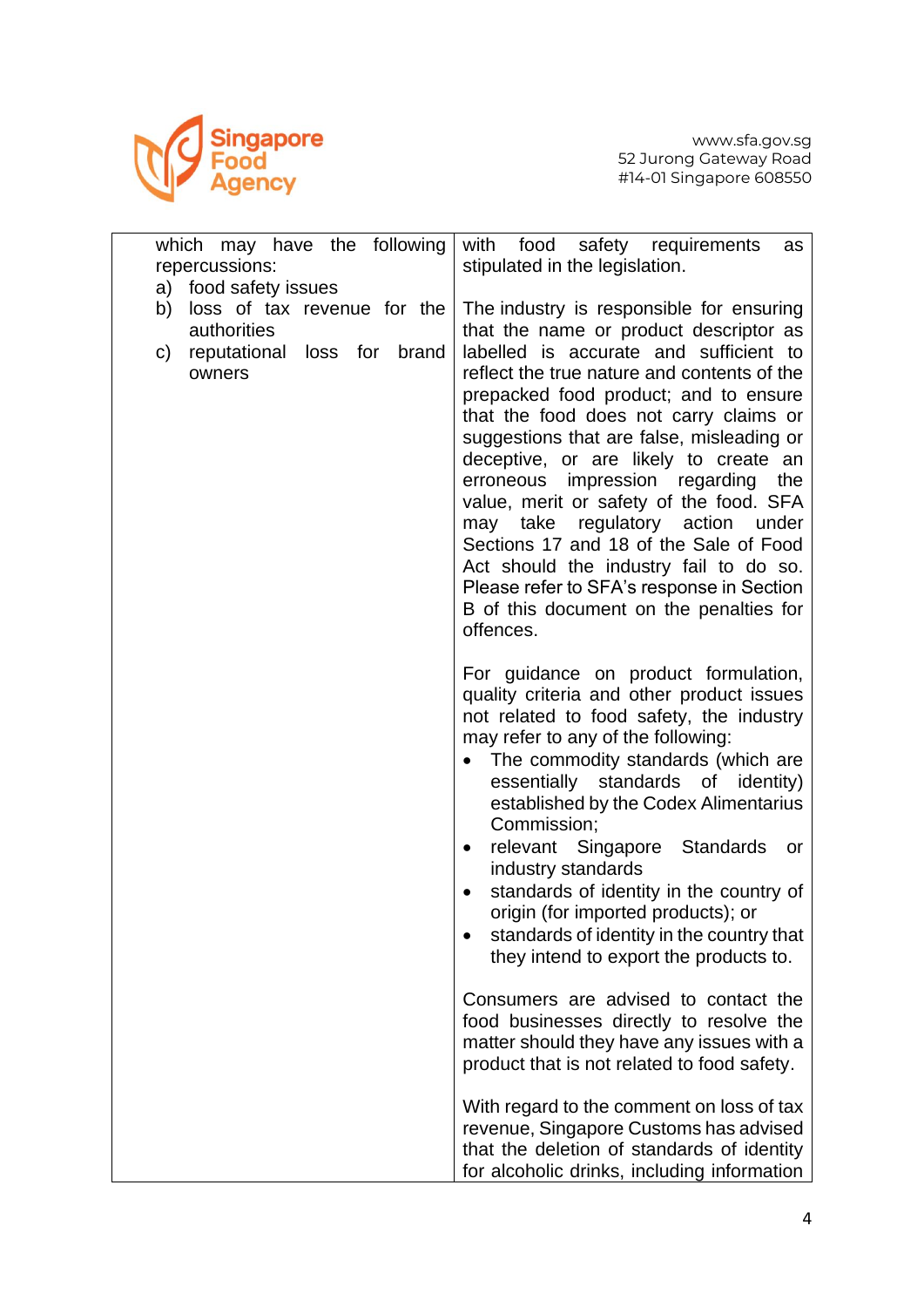| | |
|---|---|
| which may have the following repercussions:<br>a) food safety issues<br>b) loss of tax revenue for the authorities<br>c) reputational loss for brand owners | with food safety requirements as stipulated in the legislation.<br><br>The industry is responsible for ensuring that the name or product descriptor as labelled is accurate and sufficient to reflect the true nature and contents of the prepacked food product; and to ensure that the food does not carry claims or suggestions that are false, misleading or deceptive, or are likely to create an erroneous impression regarding the value, merit or safety of the food. SFA may take regulatory action under Sections 17 and 18 of the Sale of Food Act should the industry fail to do so. Please refer to SFA's response in Section B of this document on the penalties for offences.<br><br>For guidance on product formulation, quality criteria and other product issues not related to food safety, the industry may refer to any of the following:<br>• The commodity standards (which are essentially standards of identity) established by the Codex Alimentarius Commission;<br>• relevant Singapore Standards or industry standards<br>• standards of identity in the country of origin (for imported products); or<br>• standards of identity in the country that they intend to export the products to.<br><br>Consumers are advised to contact the food businesses directly to resolve the matter should they have any issues with a product that is not related to food safety.<br><br>With regard to the comment on loss of tax revenue, Singapore Customs has advised that the deletion of standards of identity for alcoholic drinks, including information |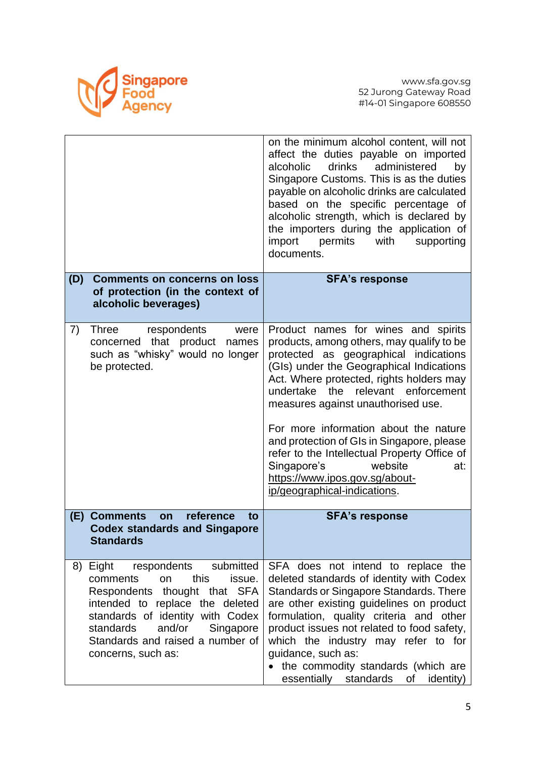| | |
|---|---|
| | on the minimum alcohol content, will not affect the duties payable on imported alcoholic drinks administered by Singapore Customs. This is as the duties payable on alcoholic drinks are calculated based on the specific percentage of alcoholic strength, which is declared by the importers during the application of import permits with supporting documents. |
| **(D) Comments on concerns on loss of protection (in the context of alcoholic beverages)** | **SFA's response** |
| 7) Three respondents were concerned that product names such as "whisky" would no longer be protected. | Product names for wines and spirits products, among others, may qualify to be protected as geographical indications (GIs) under the Geographical Indications Act. Where protected, rights holders may undertake the relevant enforcement measures against unauthorised use.<br><br>For more information about the nature and protection of GIs in Singapore, please refer to the Intellectual Property Office of Singapore's website at: https://www.ipos.gov.sg/about-ip/geographical-indications. |
| **(E) Comments on reference to Codex standards and Singapore Standards** | **SFA's response** |
| 8) Eight respondents submitted comments on this issue. Respondents thought that SFA intended to replace the deleted standards of identity with Codex standards and/or Singapore Standards and raised a number of concerns, such as: | SFA does not intend to replace the deleted standards of identity with Codex Standards or Singapore Standards. There are other existing guidelines on product formulation, quality criteria and other product issues not related to food safety, which the industry may refer to for guidance, such as:<br>• the commodity standards (which are essentially standards of identity) |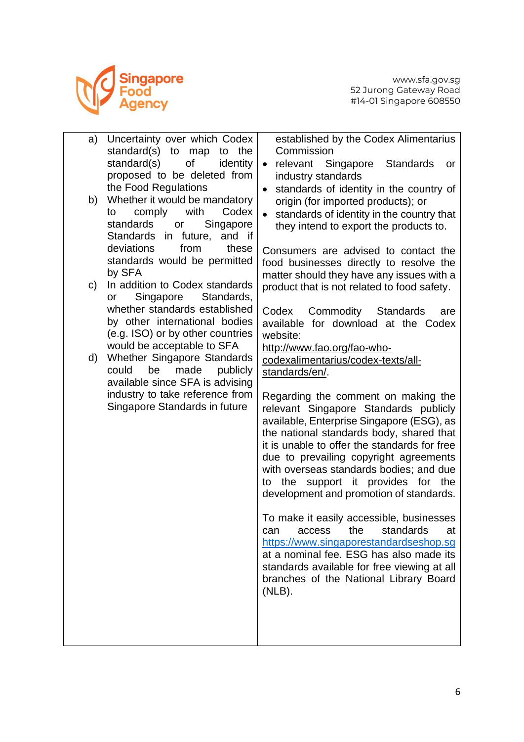| | |
|---|---|
| a) Uncertainty over which Codex standard(s) to map to the standard(s) of identity proposed to be deleted from the Food Regulations<br>b) Whether it would be mandatory to comply with Codex standards or Singapore Standards in future, and if deviations from these standards would be permitted by SFA<br>c) In addition to Codex standards or Singapore Standards, whether standards established by other international bodies (e.g. ISO) or by other countries would be acceptable to SFA<br>d) Whether Singapore Standards could be made publicly available since SFA is advising industry to take reference from Singapore Standards in future | established by the Codex Alimentarius Commission<br>• relevant Singapore Standards or industry standards<br>• standards of identity in the country of origin (for imported products); or<br>• standards of identity in the country that they intend to export the products to.<br><br>Consumers are advised to contact the food businesses directly to resolve the matter should they have any issues with a product that is not related to food safety.<br><br>Codex Commodity Standards are available for download at the Codex website: http://www.fao.org/fao-who-codexalimentarius/codex-texts/all-standards/en/.<br><br>Regarding the comment on making the relevant Singapore Standards publicly available, Enterprise Singapore (ESG), as the national standards body, shared that it is unable to offer the standards for free due to prevailing copyright agreements with overseas standards bodies; and due to the support it provides for the development and promotion of standards.<br><br>To make it easily accessible, businesses can access the standards at https://www.singaporestandardseshop.sg at a nominal fee. ESG has also made its standards available for free viewing at all branches of the National Library Board (NLB). |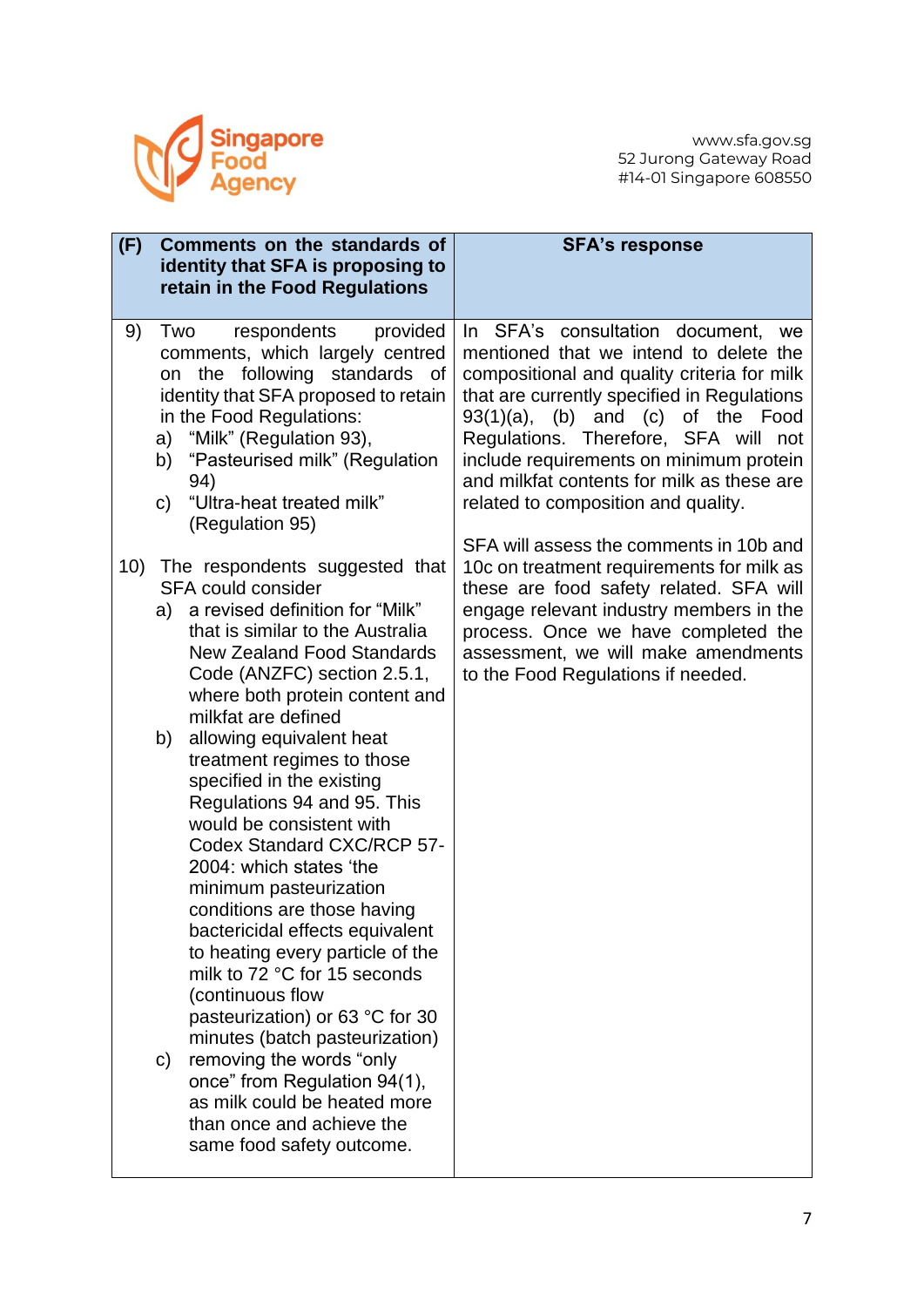| (F) Comments on the standards of identity that SFA is proposing to retain in the Food Regulations | SFA's response |
|---|---|
| 9) Two respondents provided comments, which largely centred on the following standards of identity that SFA proposed to retain in the Food Regulations:<br>a) "Milk" (Regulation 93),<br>b) "Pasteurised milk" (Regulation 94)<br>c) "Ultra-heat treated milk" (Regulation 95)<br><br>10) The respondents suggested that SFA could consider<br>a) a revised definition for "Milk" that is similar to the Australia New Zealand Food Standards Code (ANZFC) section 2.5.1, where both protein content and milkfat are defined<br>b) allowing equivalent heat treatment regimes to those specified in the existing Regulations 94 and 95. This would be consistent with Codex Standard CXC/RCP 57-2004: which states 'the minimum pasteurization conditions are those having bactericidal effects equivalent to heating every particle of the milk to 72 °C for 15 seconds (continuous flow pasteurization) or 63 °C for 30 minutes (batch pasteurization)<br>c) removing the words "only once" from Regulation 94(1), as milk could be heated more than once and achieve the same food safety outcome. | In SFA's consultation document, we mentioned that we intend to delete the compositional and quality criteria for milk that are currently specified in Regulations 93(1)(a), (b) and (c) of the Food Regulations. Therefore, SFA will not include requirements on minimum protein and milkfat contents for milk as these are related to composition and quality.<br><br>SFA will assess the comments in 10b and 10c on treatment requirements for milk as these are food safety related. SFA will engage relevant industry members in the process. Once we have completed the assessment, we will make amendments to the Food Regulations if needed. |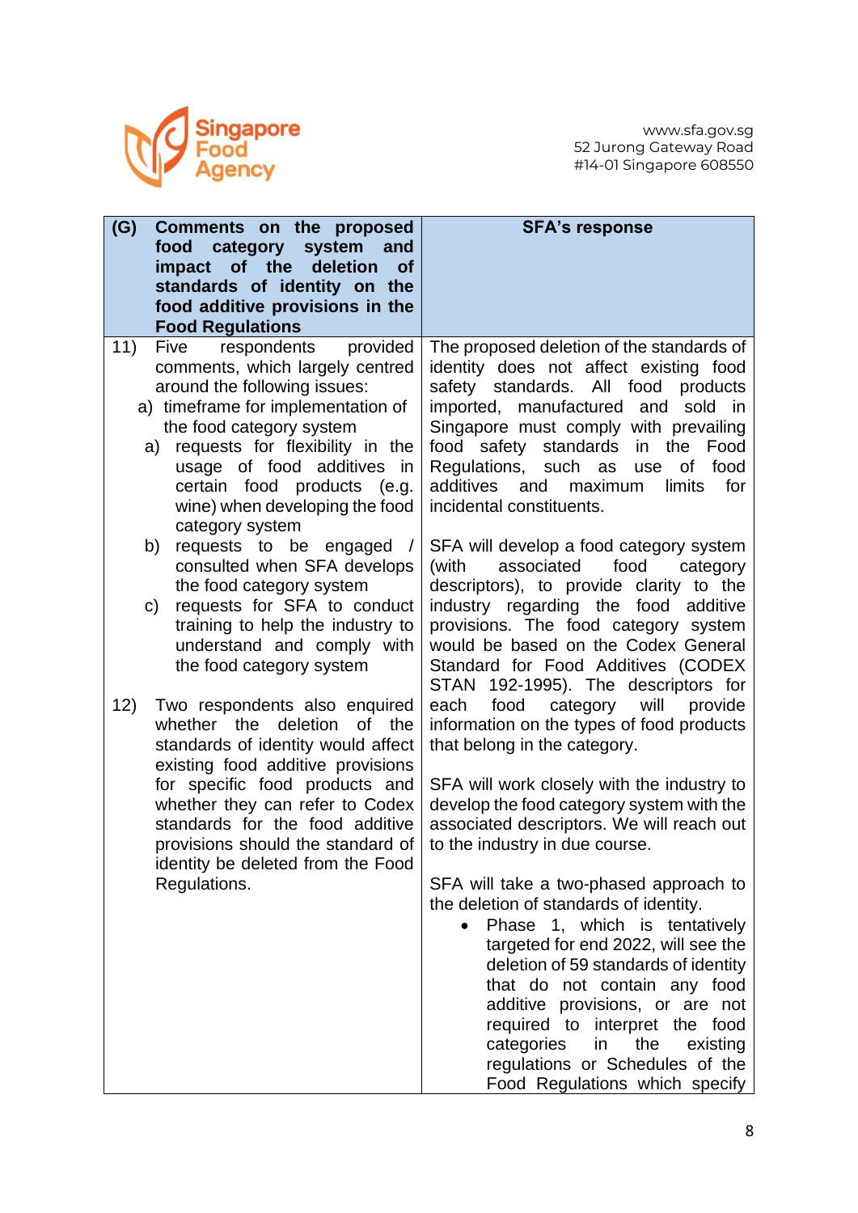| (G) Comments on the proposed food category system and impact of the deletion of standards of identity on the food additive provisions in the Food Regulations | SFA's response |
|---|---|
| 11) Five respondents provided comments, which largely centred around the following issues:<br>a) timeframe for implementation of the food category system<br>a) requests for flexibility in the usage of food additives in certain food products (e.g. wine) when developing the food category system<br>b) requests to be engaged / consulted when SFA develops the food category system<br>c) requests for SFA to conduct training to help the industry to understand and comply with the food category system<br><br>12) Two respondents also enquired whether the deletion of the standards of identity would affect existing food additive provisions for specific food products and whether they can refer to Codex standards for the food additive provisions should the standard of identity be deleted from the Food Regulations. | The proposed deletion of the standards of identity does not affect existing food safety standards. All food products imported, manufactured and sold in Singapore must comply with prevailing food safety standards in the Food Regulations, such as use of food additives and maximum limits for incidental constituents.<br><br>SFA will develop a food category system (with associated food category descriptors), to provide clarity to the industry regarding the food additive provisions. The food category system would be based on the Codex General Standard for Food Additives (CODEX STAN 192-1995). The descriptors for each food category will provide information on the types of food products that belong in the category.<br><br>SFA will work closely with the industry to develop the food category system with the associated descriptors. We will reach out to the industry in due course.<br><br>SFA will take a two-phased approach to the deletion of standards of identity.<br>• Phase 1, which is tentatively targeted for end 2022, will see the deletion of 59 standards of identity that do not contain any food additive provisions, or are not required to interpret the food categories in the existing regulations or Schedules of the Food Regulations which specify |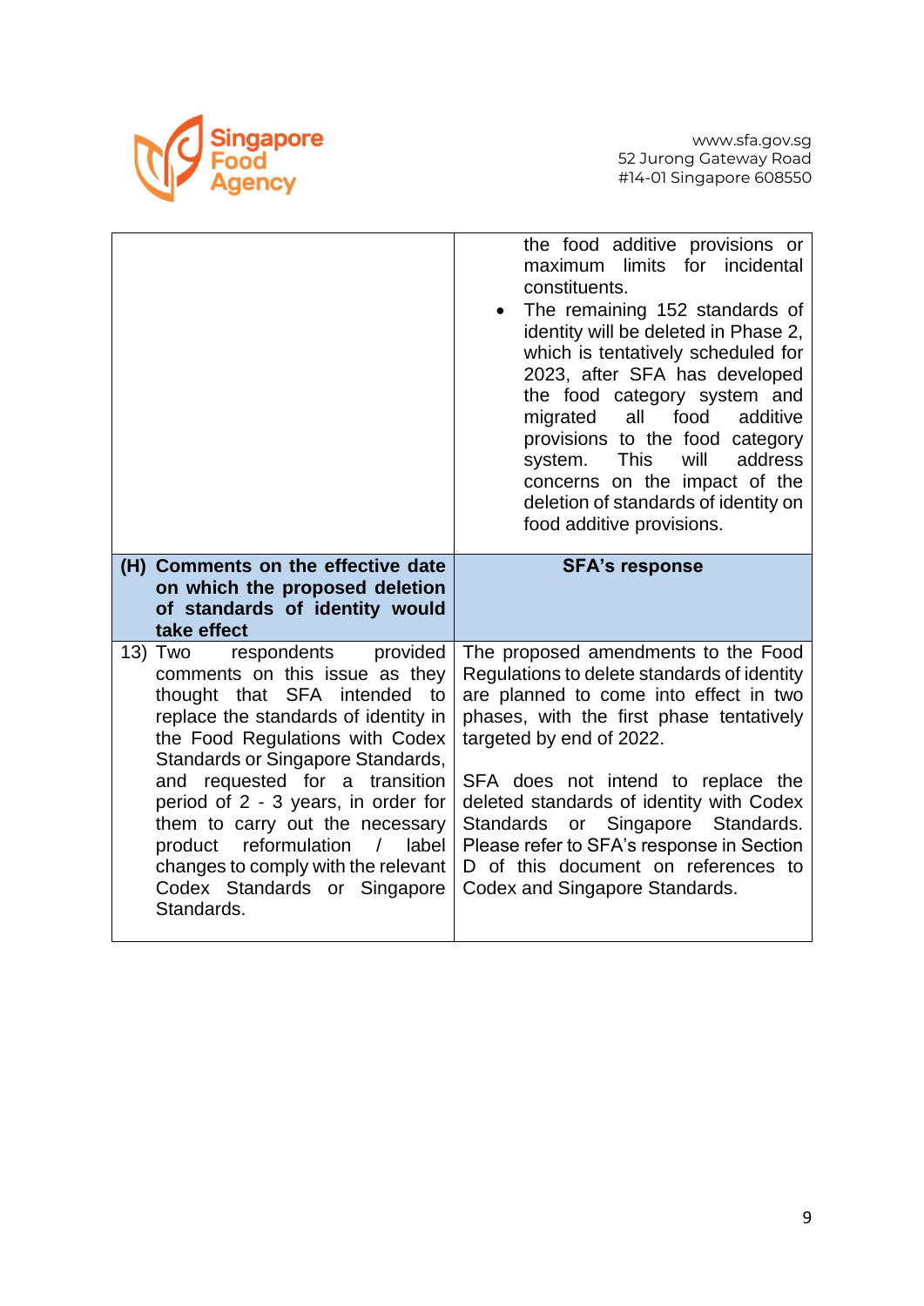| | |
|---|---|
| | the food additive provisions or maximum limits for incidental constituents.<br>• The remaining 152 standards of identity will be deleted in Phase 2, which is tentatively scheduled for 2023, after SFA has developed the food category system and migrated all food additive provisions to the food category system. This will address concerns on the impact of the deletion of standards of identity on food additive provisions. |
| **(H) Comments on the effective date on which the proposed deletion of standards of identity would take effect** | **SFA's response** |
| 13) Two respondents provided comments on this issue as they thought that SFA intended to replace the standards of identity in the Food Regulations with Codex Standards or Singapore Standards, and requested for a transition period of 2 - 3 years, in order for them to carry out the necessary product reformulation / label changes to comply with the relevant Codex Standards or Singapore Standards. | The proposed amendments to the Food Regulations to delete standards of identity are planned to come into effect in two phases, with the first phase tentatively targeted by end of 2022.<br><br>SFA does not intend to replace the deleted standards of identity with Codex Standards or Singapore Standards. Please refer to SFA's response in Section D of this document on references to Codex and Singapore Standards. |